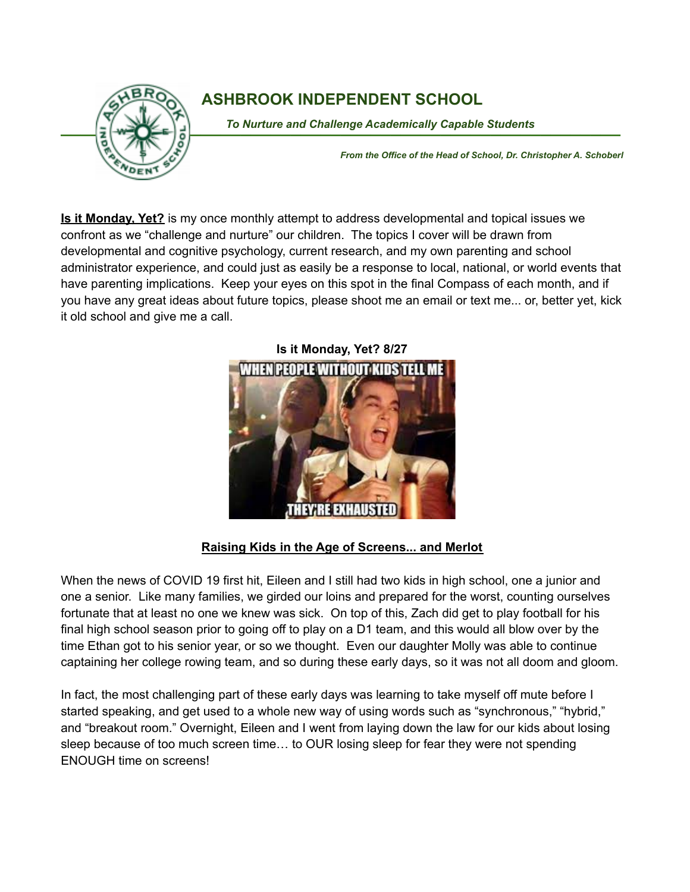# ASHBROOK INDEPENDENT SCHOOL

***To Nurture and Challenge Academically Capable Students***

***From the Office of the Head of School, Dr. Christopher A. Schoberl***

**Is it Monday, Yet?** is my once monthly attempt to address developmental and topical issues we confront as we "challenge and nurture" our children. The topics I cover will be drawn from developmental and cognitive psychology, current research, and my own parenting and school administrator experience, and could just as easily be a response to local, national, or world events that have parenting implications. Keep your eyes on this spot in the final Compass of each month, and if you have any great ideas about future topics, please shoot me an email or text me... or, better yet, kick it old school and give me a call.

**Is it Monday, Yet? 8/27**

## Raising Kids in the Age of Screens... and Merlot

When the news of COVID 19 first hit, Eileen and I still had two kids in high school, one a junior and one a senior. Like many families, we girded our loins and prepared for the worst, counting ourselves fortunate that at least no one we knew was sick. On top of this, Zach did get to play football for his final high school season prior to going off to play on a D1 team, and this would all blow over by the time Ethan got to his senior year, or so we thought. Even our daughter Molly was able to continue captaining her college rowing team, and so during these early days, so it was not all doom and gloom.

In fact, the most challenging part of these early days was learning to take myself off mute before I started speaking, and get used to a whole new way of using words such as "synchronous," "hybrid," and "breakout room." Overnight, Eileen and I went from laying down the law for our kids about losing sleep because of too much screen time… to OUR losing sleep for fear they were not spending ENOUGH time on screens!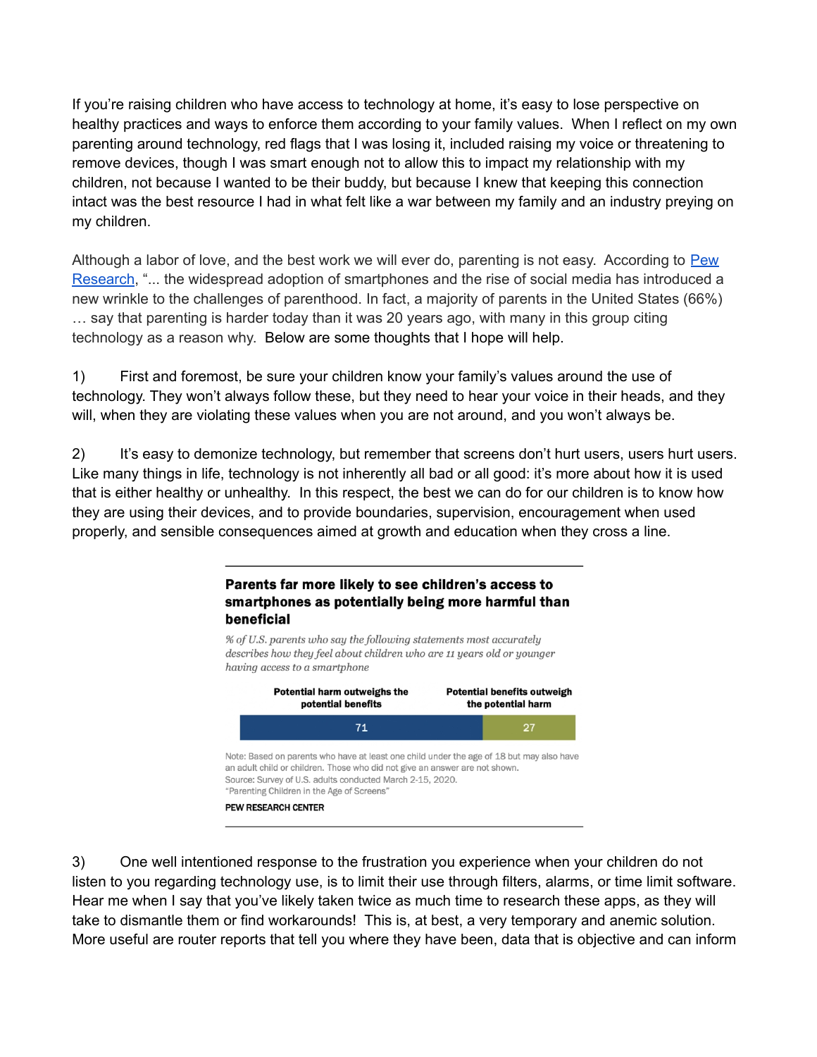If you're raising children who have access to technology at home, it's easy to lose perspective on healthy practices and ways to enforce them according to your family values. When I reflect on my own parenting around technology, red flags that I was losing it, included raising my voice or threatening to remove devices, though I was smart enough not to allow this to impact my relationship with my children, not because I wanted to be their buddy, but because I knew that keeping this connection intact was the best resource I had in what felt like a war between my family and an industry preying on my children.

Although a labor of love, and the best work we will ever do, parenting is not easy. According to [Pew Research](), "... the widespread adoption of smartphones and the rise of social media has introduced a new wrinkle to the challenges of parenthood. In fact, a majority of parents in the United States (66%) … say that parenting is harder today than it was 20 years ago, with many in this group citing technology as a reason why. Below are some thoughts that I hope will help.

1) First and foremost, be sure your children know your family's values around the use of technology. They won't always follow these, but they need to hear your voice in their heads, and they will, when they are violating these values when you are not around, and you won't always be.

2) It's easy to demonize technology, but remember that screens don't hurt users, users hurt users. Like many things in life, technology is not inherently all bad or all good: it's more about how it is used that is either healthy or unhealthy. In this respect, the best we can do for our children is to know how they are using their devices, and to provide boundaries, supervision, encouragement when used properly, and sensible consequences aimed at growth and education when they cross a line.

**Parents far more likely to see children's access to smartphones as potentially being more harmful than beneficial**

*% of U.S. parents who say the following statements most accurately describes how they feel about children who are 11 years old or younger having access to a smartphone*

| Potential harm outweighs the potential benefits | Potential benefits outweigh the potential harm |
|---|---|
| 71 | 27 |

Note: Based on parents who have at least one child under the age of 18 but may also have an adult child or children. Those who did not give an answer are not shown.
Source: Survey of U.S. adults conducted March 2-15, 2020.
"Parenting Children in the Age of Screens"

PEW RESEARCH CENTER

3) One well intentioned response to the frustration you experience when your children do not listen to you regarding technology use, is to limit their use through filters, alarms, or time limit software. Hear me when I say that you've likely taken twice as much time to research these apps, as they will take to dismantle them or find workarounds! This is, at best, a very temporary and anemic solution. More useful are router reports that tell you where they have been, data that is objective and can inform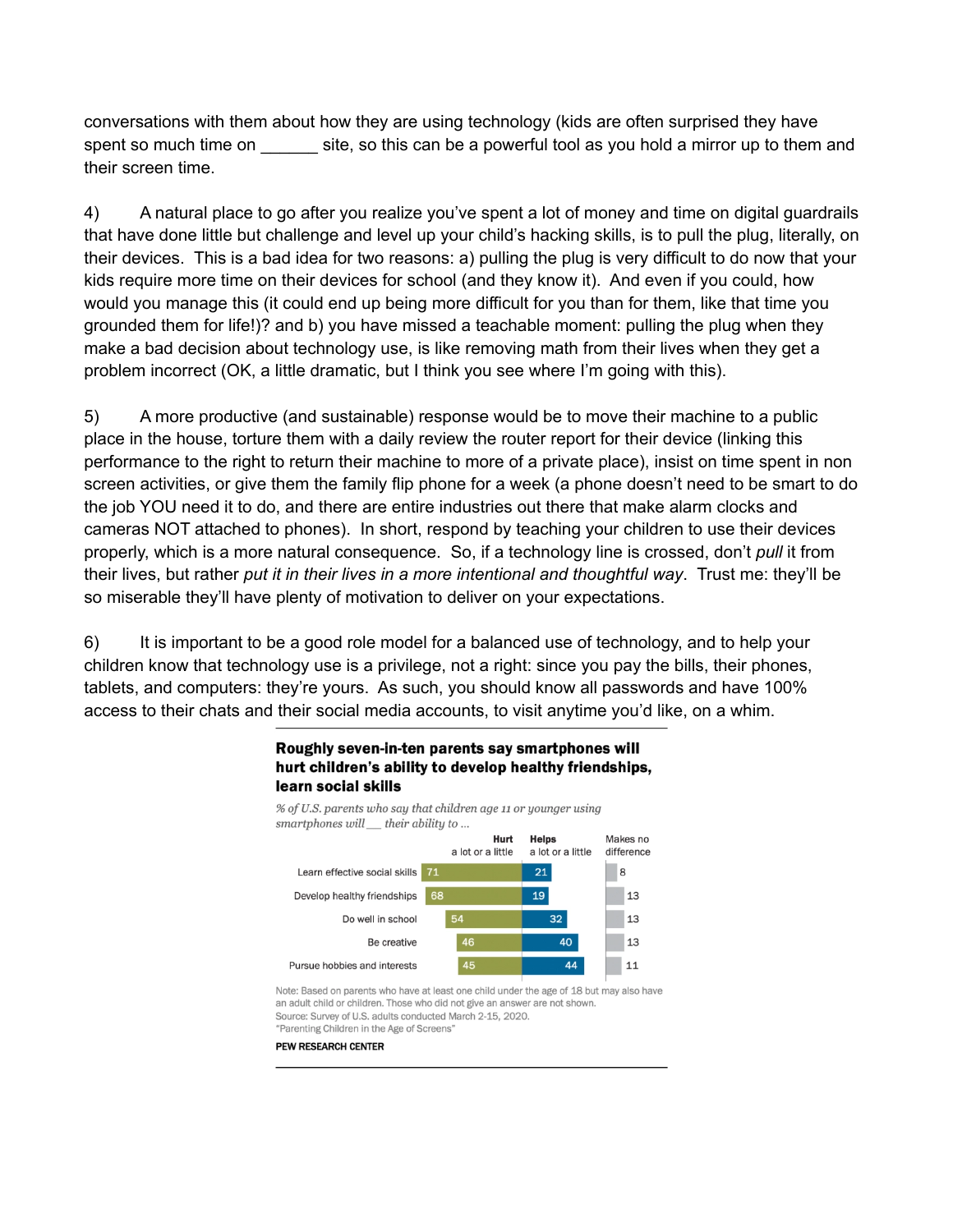conversations with them about how they are using technology (kids are often surprised they have spent so much time on ______ site, so this can be a powerful tool as you hold a mirror up to them and their screen time.

4) A natural place to go after you realize you've spent a lot of money and time on digital guardrails that have done little but challenge and level up your child's hacking skills, is to pull the plug, literally, on their devices. This is a bad idea for two reasons: a) pulling the plug is very difficult to do now that your kids require more time on their devices for school (and they know it). And even if you could, how would you manage this (it could end up being more difficult for you than for them, like that time you grounded them for life!)? and b) you have missed a teachable moment: pulling the plug when they make a bad decision about technology use, is like removing math from their lives when they get a problem incorrect (OK, a little dramatic, but I think you see where I'm going with this).

5) A more productive (and sustainable) response would be to move their machine to a public place in the house, torture them with a daily review the router report for their device (linking this performance to the right to return their machine to more of a private place), insist on time spent in non screen activities, or give them the family flip phone for a week (a phone doesn't need to be smart to do the job YOU need it to do, and there are entire industries out there that make alarm clocks and cameras NOT attached to phones). In short, respond by teaching your children to use their devices properly, which is a more natural consequence. So, if a technology line is crossed, don't *pull* it from their lives, but rather *put it in their lives in a more intentional and thoughtful way*. Trust me: they'll be so miserable they'll have plenty of motivation to deliver on your expectations.

6) It is important to be a good role model for a balanced use of technology, and to help your children know that technology use is a privilege, not a right: since you pay the bills, their phones, tablets, and computers: they're yours. As such, you should know all passwords and have 100% access to their chats and their social media accounts, to visit anytime you'd like, on a whim.

**Roughly seven-in-ten parents say smartphones will hurt children's ability to develop healthy friendships, learn social skills**

*% of U.S. parents who say that children age 11 or younger using smartphones will __ their ability to ...*

| | Hurt a lot or a little | Helps a lot or a little | Makes no difference |
|---|---|---|---|
| Learn effective social skills | 71 | 21 | 8 |
| Develop healthy friendships | 68 | 19 | 13 |
| Do well in school | 54 | 32 | 13 |
| Be creative | 46 | 40 | 13 |
| Pursue hobbies and interests | 45 | 44 | 11 |

Note: Based on parents who have at least one child under the age of 18 but may also have an adult child or children. Those who did not give an answer are not shown.
Source: Survey of U.S. adults conducted March 2-15, 2020.
"Parenting Children in the Age of Screens"

**PEW RESEARCH CENTER**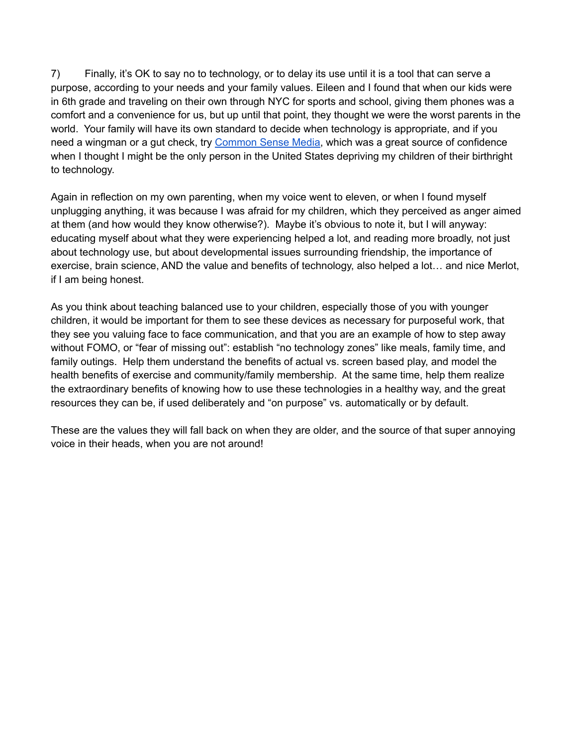7) Finally, it's OK to say no to technology, or to delay its use until it is a tool that can serve a purpose, according to your needs and your family values. Eileen and I found that when our kids were in 6th grade and traveling on their own through NYC for sports and school, giving them phones was a comfort and a convenience for us, but up until that point, they thought we were the worst parents in the world. Your family will have its own standard to decide when technology is appropriate, and if you need a wingman or a gut check, try [Common Sense Media](), which was a great source of confidence when I thought I might be the only person in the United States depriving my children of their birthright to technology.

Again in reflection on my own parenting, when my voice went to eleven, or when I found myself unplugging anything, it was because I was afraid for my children, which they perceived as anger aimed at them (and how would they know otherwise?). Maybe it's obvious to note it, but I will anyway: educating myself about what they were experiencing helped a lot, and reading more broadly, not just about technology use, but about developmental issues surrounding friendship, the importance of exercise, brain science, AND the value and benefits of technology, also helped a lot… and nice Merlot, if I am being honest.

As you think about teaching balanced use to your children, especially those of you with younger children, it would be important for them to see these devices as necessary for purposeful work, that they see you valuing face to face communication, and that you are an example of how to step away without FOMO, or "fear of missing out": establish "no technology zones" like meals, family time, and family outings. Help them understand the benefits of actual vs. screen based play, and model the health benefits of exercise and community/family membership. At the same time, help them realize the extraordinary benefits of knowing how to use these technologies in a healthy way, and the great resources they can be, if used deliberately and "on purpose" vs. automatically or by default.

These are the values they will fall back on when they are older, and the source of that super annoying voice in their heads, when you are not around!